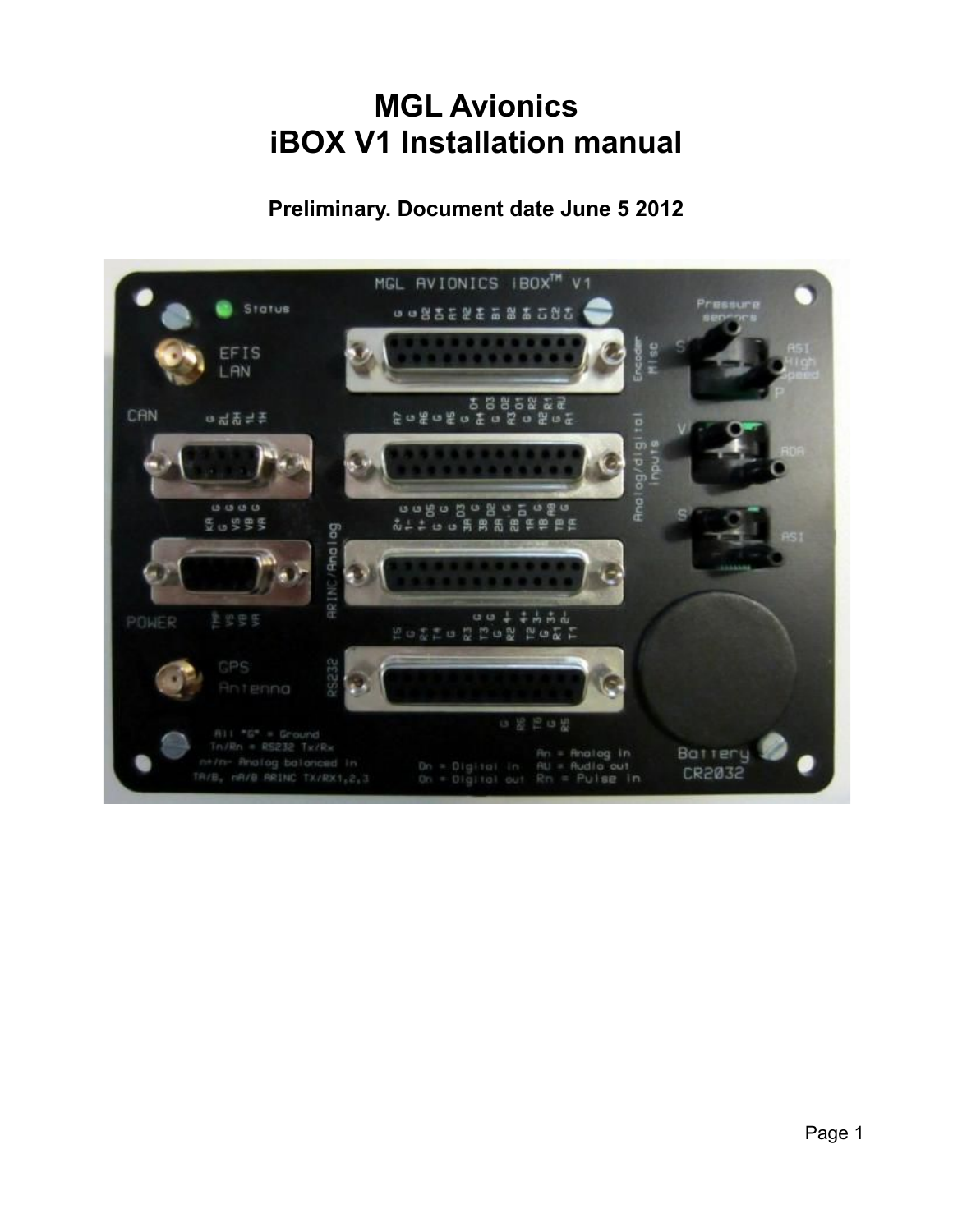# MGL Avionics
# iBOX V1 Installation manual

**Preliminary. Document date June 5 2012**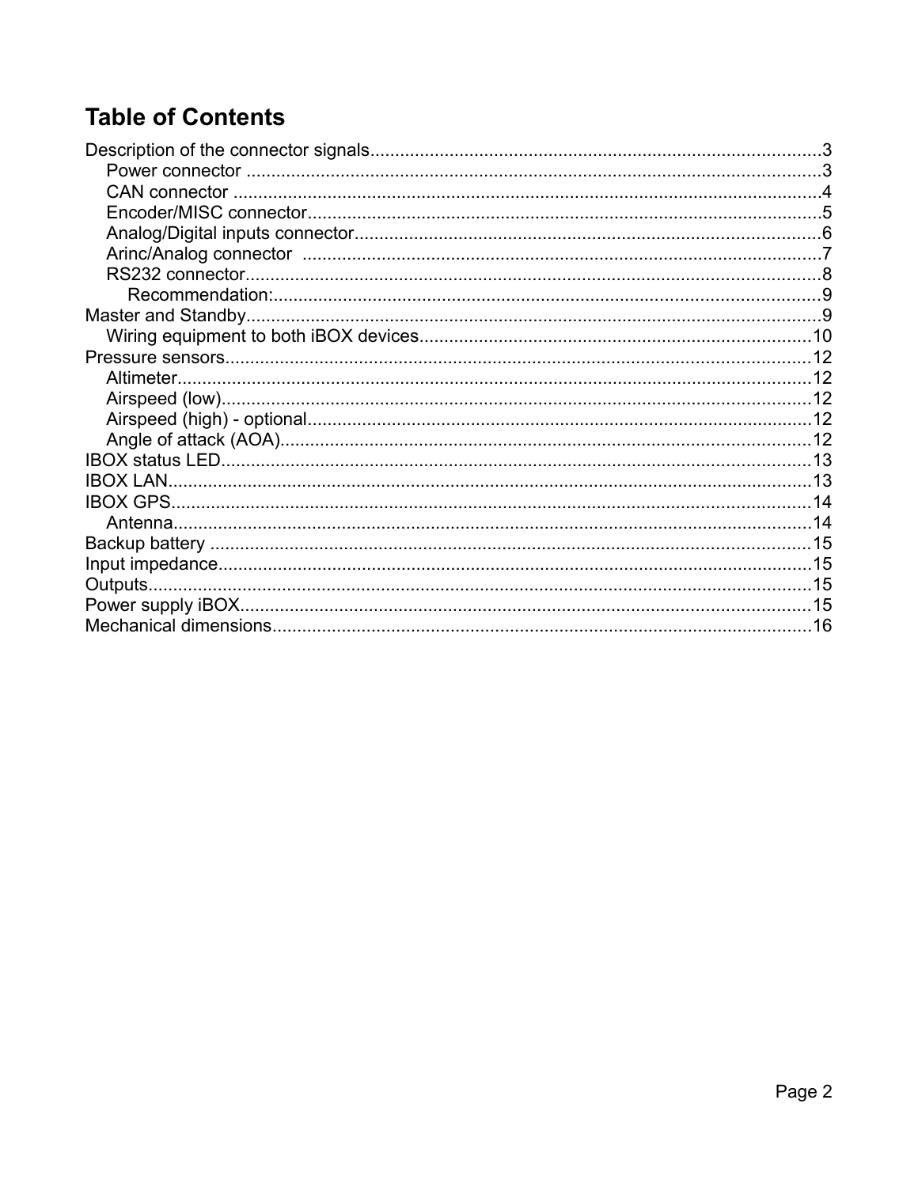# Table of Contents

- Description of the connector signals......3
  - Power connector......3
  - CAN connector......4
  - Encoder/MISC connector......5
  - Analog/Digital inputs connector......6
  - Arinc/Analog connector......7
  - RS232 connector......8
    - Recommendation:......9
- Master and Standby......9
  - Wiring equipment to both iBOX devices......10
- Pressure sensors......12
  - Altimeter......12
  - Airspeed (low)......12
  - Airspeed (high) - optional......12
  - Angle of attack (AOA)......12
- IBOX status LED......13
- IBOX LAN......13
- IBOX GPS......14
  - Antenna......14
- Backup battery......15
- Input impedance......15
- Outputs......15
- Power supply iBOX......15
- Mechanical dimensions......16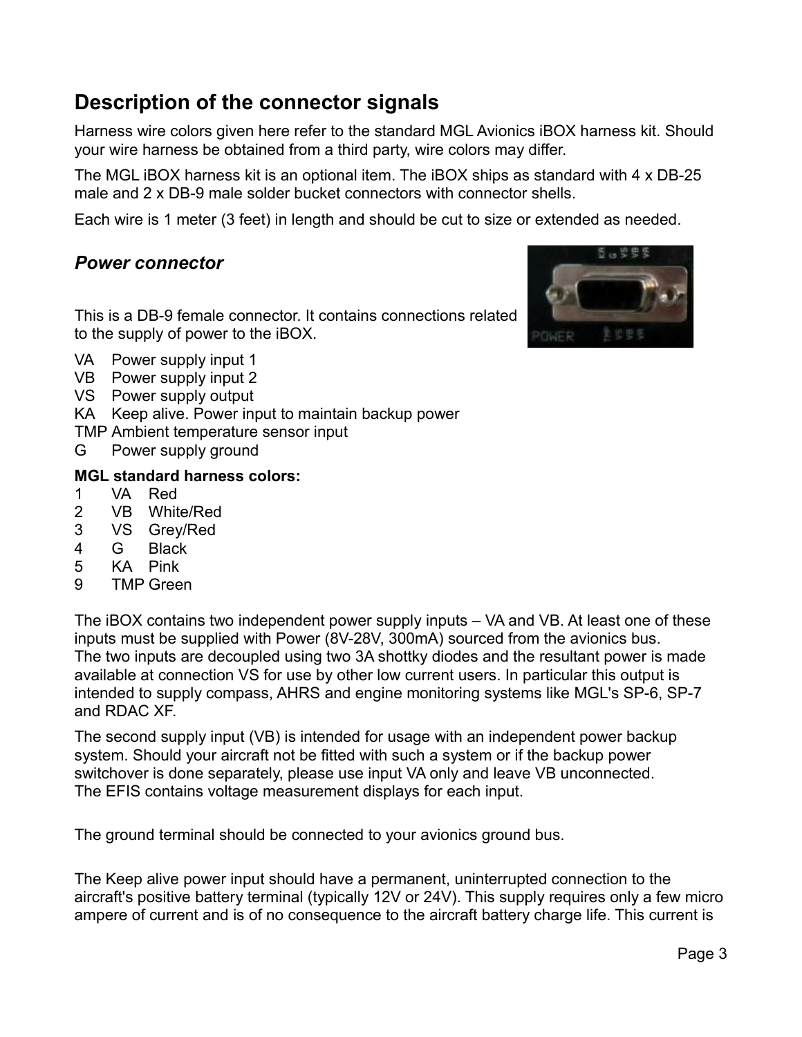## Description of the connector signals

Harness wire colors given here refer to the standard MGL Avionics iBOX harness kit. Should your wire harness be obtained from a third party, wire colors may differ.

The MGL iBOX harness kit is an optional item. The iBOX ships as standard with 4 x DB-25 male and 2 x DB-9 male solder bucket connectors with connector shells.

Each wire is 1 meter (3 feet) in length and should be cut to size or extended as needed.

### *Power connector*

This is a DB-9 female connector. It contains connections related to the supply of power to the iBOX.

VA Power supply input 1
VB Power supply input 2
VS Power supply output
KA Keep alive. Power input to maintain backup power
TMP Ambient temperature sensor input
G Power supply ground

**MGL standard harness colors:**

1 VA Red
2 VB White/Red
3 VS Grey/Red
4 G Black
5 KA Pink
9 TMP Green

The iBOX contains two independent power supply inputs – VA and VB. At least one of these inputs must be supplied with Power (8V-28V, 300mA) sourced from the avionics bus.
The two inputs are decoupled using two 3A shottky diodes and the resultant power is made available at connection VS for use by other low current users. In particular this output is intended to supply compass, AHRS and engine monitoring systems like MGL's SP-6, SP-7 and RDAC XF.

The second supply input (VB) is intended for usage with an independent power backup system. Should your aircraft not be fitted with such a system or if the backup power switchover is done separately, please use input VA only and leave VB unconnected.
The EFIS contains voltage measurement displays for each input.

The ground terminal should be connected to your avionics ground bus.

The Keep alive power input should have a permanent, uninterrupted connection to the aircraft's positive battery terminal (typically 12V or 24V). This supply requires only a few micro ampere of current and is of no consequence to the aircraft battery charge life. This current is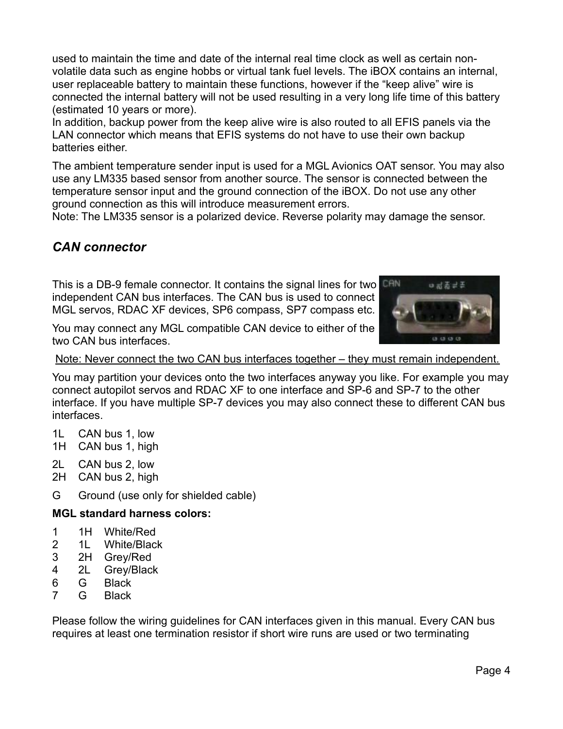used to maintain the time and date of the internal real time clock as well as certain non-volatile data such as engine hobbs or virtual tank fuel levels. The iBOX contains an internal, user replaceable battery to maintain these functions, however if the "keep alive" wire is connected the internal battery will not be used resulting in a very long life time of this battery (estimated 10 years or more).
In addition, backup power from the keep alive wire is also routed to all EFIS panels via the LAN connector which means that EFIS systems do not have to use their own backup batteries either.

The ambient temperature sender input is used for a MGL Avionics OAT sensor. You may also use any LM335 based sensor from another source. The sensor is connected between the temperature sensor input and the ground connection of the iBOX. Do not use any other ground connection as this will introduce measurement errors.
Note: The LM335 sensor is a polarized device. Reverse polarity may damage the sensor.

## *CAN connector*

This is a DB-9 female connector. It contains the signal lines for two independent CAN bus interfaces. The CAN bus is used to connect MGL servos, RDAC XF devices, SP6 compass, SP7 compass etc.

You may connect any MGL compatible CAN device to either of the two CAN bus interfaces.

Note: Never connect the two CAN bus interfaces together – they must remain independent.

You may partition your devices onto the two interfaces anyway you like. For example you may connect autopilot servos and RDAC XF to one interface and SP-6 and SP-7 to the other interface. If you have multiple SP-7 devices you may also connect these to different CAN bus interfaces.

1L CAN bus 1, low
1H CAN bus 1, high

2L CAN bus 2, low
2H CAN bus 2, high

G Ground (use only for shielded cable)

**MGL standard harness colors:**

| | | |
|---|---|---|
| 1 | 1H | White/Red |
| 2 | 1L | White/Black |
| 3 | 2H | Grey/Red |
| 4 | 2L | Grey/Black |
| 6 | G | Black |
| 7 | G | Black |

Please follow the wiring guidelines for CAN interfaces given in this manual. Every CAN bus requires at least one termination resistor if short wire runs are used or two terminating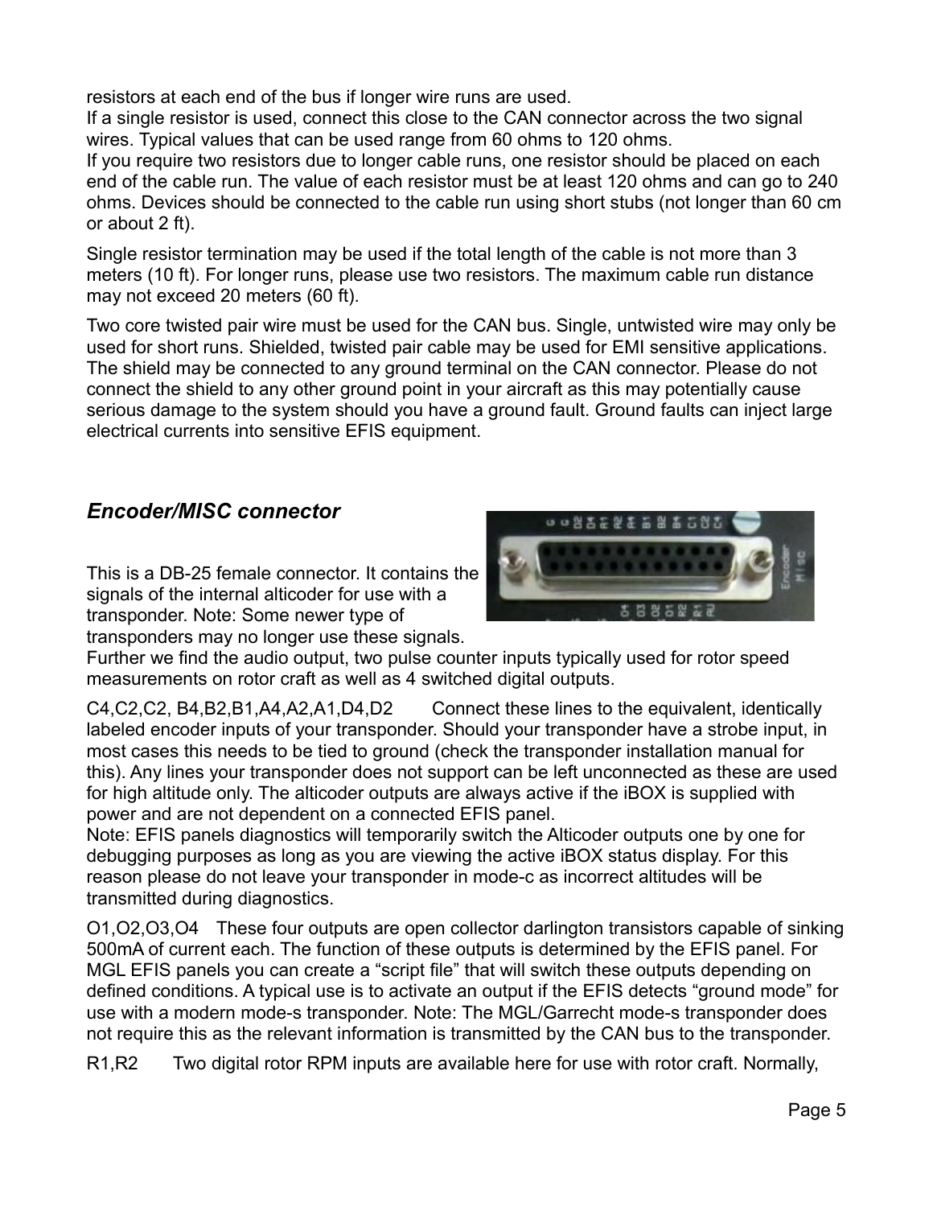resistors at each end of the bus if longer wire runs are used.
If a single resistor is used, connect this close to the CAN connector across the two signal wires. Typical values that can be used range from 60 ohms to 120 ohms.
If you require two resistors due to longer cable runs, one resistor should be placed on each end of the cable run. The value of each resistor must be at least 120 ohms and can go to 240 ohms. Devices should be connected to the cable run using short stubs (not longer than 60 cm or about 2 ft).

Single resistor termination may be used if the total length of the cable is not more than 3 meters (10 ft). For longer runs, please use two resistors. The maximum cable run distance may not exceed 20 meters (60 ft).

Two core twisted pair wire must be used for the CAN bus. Single, untwisted wire may only be used for short runs. Shielded, twisted pair cable may be used for EMI sensitive applications. The shield may be connected to any ground terminal on the CAN connector. Please do not connect the shield to any other ground point in your aircraft as this may potentially cause serious damage to the system should you have a ground fault. Ground faults can inject large electrical currents into sensitive EFIS equipment.

## *Encoder/MISC connector*

This is a DB-25 female connector. It contains the signals of the internal alticoder for use with a transponder. Note: Some newer type of transponders may no longer use these signals. Further we find the audio output, two pulse counter inputs typically used for rotor speed measurements on rotor craft as well as 4 switched digital outputs.

C4,C2,C2, B4,B2,B1,A4,A2,A1,D4,D2 Connect these lines to the equivalent, identically labeled encoder inputs of your transponder. Should your transponder have a strobe input, in most cases this needs to be tied to ground (check the transponder installation manual for this). Any lines your transponder does not support can be left unconnected as these are used for high altitude only. The alticoder outputs are always active if the iBOX is supplied with power and are not dependent on a connected EFIS panel.
Note: EFIS panels diagnostics will temporarily switch the Alticoder outputs one by one for debugging purposes as long as you are viewing the active iBOX status display. For this reason please do not leave your transponder in mode-c as incorrect altitudes will be transmitted during diagnostics.

O1,O2,O3,O4 These four outputs are open collector darlington transistors capable of sinking 500mA of current each. The function of these outputs is determined by the EFIS panel. For MGL EFIS panels you can create a “script file” that will switch these outputs depending on defined conditions. A typical use is to activate an output if the EFIS detects “ground mode” for use with a modern mode-s transponder. Note: The MGL/Garrecht mode-s transponder does not require this as the relevant information is transmitted by the CAN bus to the transponder.

R1,R2 Two digital rotor RPM inputs are available here for use with rotor craft. Normally,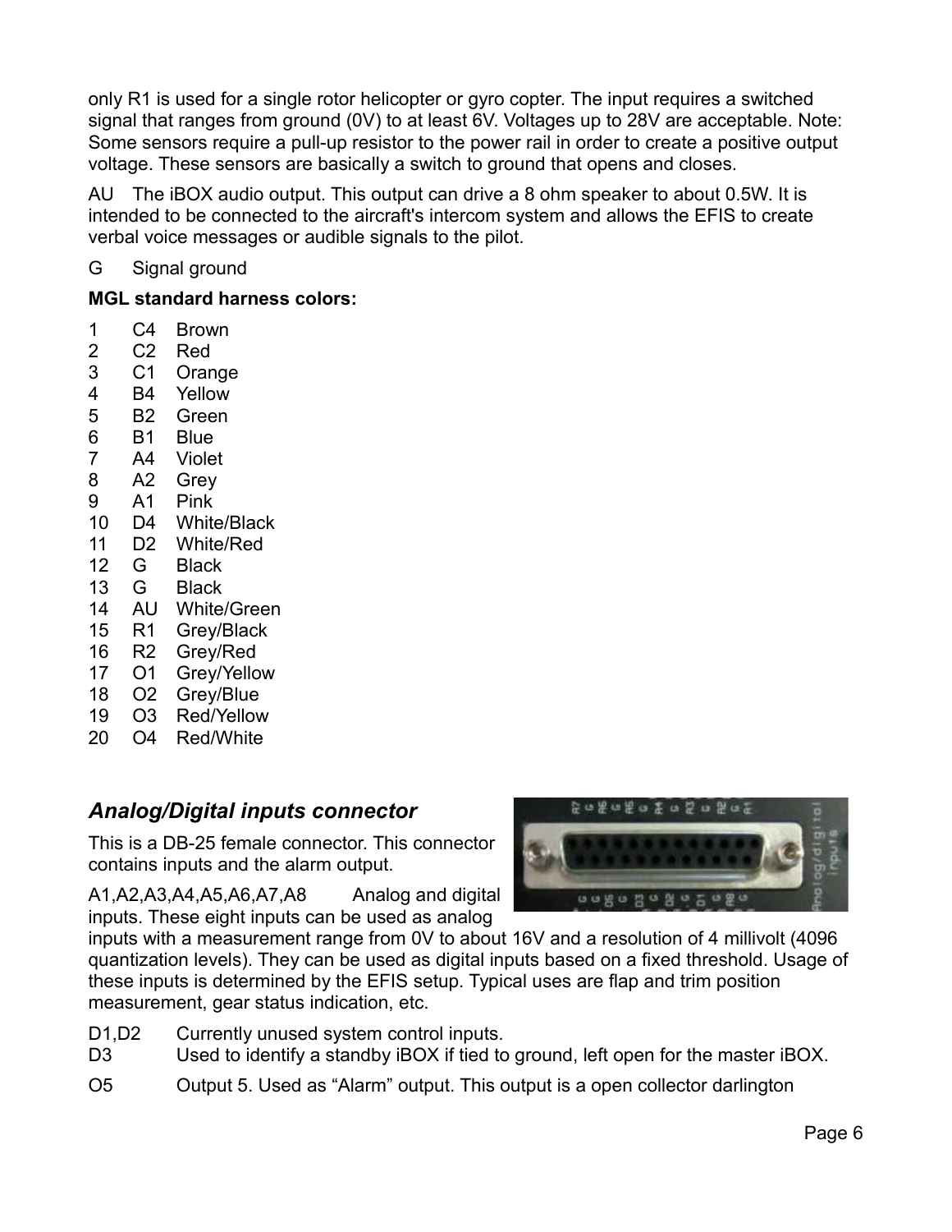only R1 is used for a single rotor helicopter or gyro copter. The input requires a switched signal that ranges from ground (0V) to at least 6V. Voltages up to 28V are acceptable. Note: Some sensors require a pull-up resistor to the power rail in order to create a positive output voltage. These sensors are basically a switch to ground that opens and closes.

AU The iBOX audio output. This output can drive a 8 ohm speaker to about 0.5W. It is intended to be connected to the aircraft's intercom system and allows the EFIS to create verbal voice messages or audible signals to the pilot.

G Signal ground

**MGL standard harness colors:**

| | | |
|---|---|---|
| 1 | C4 | Brown |
| 2 | C2 | Red |
| 3 | C1 | Orange |
| 4 | B4 | Yellow |
| 5 | B2 | Green |
| 6 | B1 | Blue |
| 7 | A4 | Violet |
| 8 | A2 | Grey |
| 9 | A1 | Pink |
| 10 | D4 | White/Black |
| 11 | D2 | White/Red |
| 12 | G | Black |
| 13 | G | Black |
| 14 | AU | White/Green |
| 15 | R1 | Grey/Black |
| 16 | R2 | Grey/Red |
| 17 | O1 | Grey/Yellow |
| 18 | O2 | Grey/Blue |
| 19 | O3 | Red/Yellow |
| 20 | O4 | Red/White |

## *Analog/Digital inputs connector*

This is a DB-25 female connector. This connector contains inputs and the alarm output.

A1,A2,A3,A4,A5,A6,A7,A8 Analog and digital inputs. These eight inputs can be used as analog inputs with a measurement range from 0V to about 16V and a resolution of 4 millivolt (4096 quantization levels). They can be used as digital inputs based on a fixed threshold. Usage of these inputs is determined by the EFIS setup. Typical uses are flap and trim position measurement, gear status indication, etc.

D1,D2 Currently unused system control inputs.
D3 Used to identify a standby iBOX if tied to ground, left open for the master iBOX.

O5 Output 5. Used as "Alarm" output. This output is a open collector darlington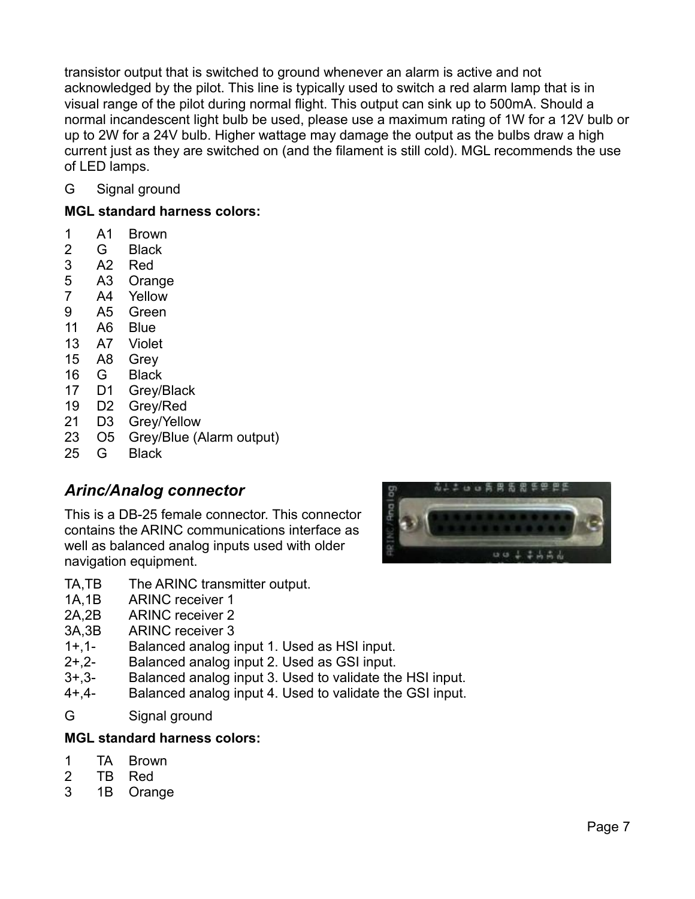transistor output that is switched to ground whenever an alarm is active and not acknowledged by the pilot. This line is typically used to switch a red alarm lamp that is in visual range of the pilot during normal flight. This output can sink up to 500mA. Should a normal incandescent light bulb be used, please use a maximum rating of 1W for a 12V bulb or up to 2W for a 24V bulb. Higher wattage may damage the output as the bulbs draw a high current just as they are switched on (and the filament is still cold). MGL recommends the use of LED lamps.

G Signal ground

**MGL standard harness colors:**

| | | |
|---|---|---|
| 1 | A1 | Brown |
| 2 | G | Black |
| 3 | A2 | Red |
| 5 | A3 | Orange |
| 7 | A4 | Yellow |
| 9 | A5 | Green |
| 11 | A6 | Blue |
| 13 | A7 | Violet |
| 15 | A8 | Grey |
| 16 | G | Black |
| 17 | D1 | Grey/Black |
| 19 | D2 | Grey/Red |
| 21 | D3 | Grey/Yellow |
| 23 | O5 | Grey/Blue (Alarm output) |
| 25 | G | Black |

## *Arinc/Analog connector*

This is a DB-25 female connector. This connector contains the ARINC communications interface as well as balanced analog inputs used with older navigation equipment.

| | |
|---|---|
| TA,TB | The ARINC transmitter output. |
| 1A,1B | ARINC receiver 1 |
| 2A,2B | ARINC receiver 2 |
| 3A,3B | ARINC receiver 3 |
| 1+,1- | Balanced analog input 1. Used as HSI input. |
| 2+,2- | Balanced analog input 2. Used as GSI input. |
| 3+,3- | Balanced analog input 3. Used to validate the HSI input. |
| 4+,4- | Balanced analog input 4. Used to validate the GSI input. |

G Signal ground

**MGL standard harness colors:**

| | | |
|---|---|---|
| 1 | TA | Brown |
| 2 | TB | Red |
| 3 | 1B | Orange |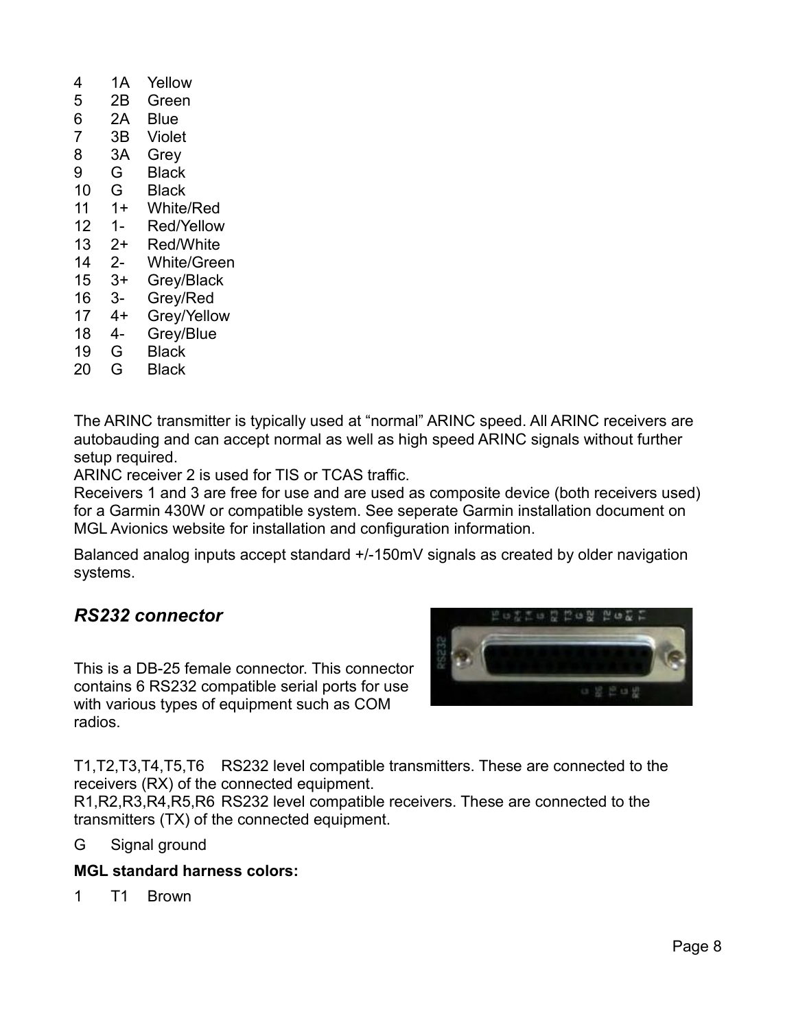4 1A Yellow
5 2B Green
6 2A Blue
7 3B Violet
8 3A Grey
9 G Black
10 G Black
11 1+ White/Red
12 1- Red/Yellow
13 2+ Red/White
14 2- White/Green
15 3+ Grey/Black
16 3- Grey/Red
17 4+ Grey/Yellow
18 4- Grey/Blue
19 G Black
20 G Black

The ARINC transmitter is typically used at "normal" ARINC speed. All ARINC receivers are autobauding and can accept normal as well as high speed ARINC signals without further setup required.
ARINC receiver 2 is used for TIS or TCAS traffic.
Receivers 1 and 3 are free for use and are used as composite device (both receivers used) for a Garmin 430W or compatible system. See seperate Garmin installation document on MGL Avionics website for installation and configuration information.

Balanced analog inputs accept standard +/-150mV signals as created by older navigation systems.

### *RS232 connector*

This is a DB-25 female connector. This connector contains 6 RS232 compatible serial ports for use with various types of equipment such as COM radios.

T1,T2,T3,T4,T5,T6 RS232 level compatible transmitters. These are connected to the receivers (RX) of the connected equipment.
R1,R2,R3,R4,R5,R6 RS232 level compatible receivers. These are connected to the transmitters (TX) of the connected equipment.

G Signal ground

**MGL standard harness colors:**

1 T1 Brown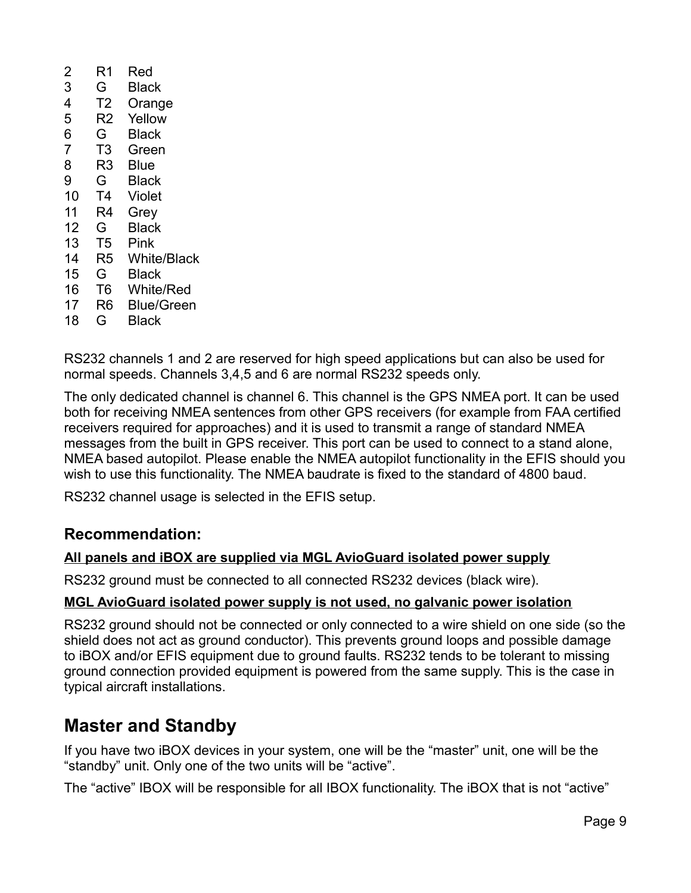| | | |
|---|---|---|
| 2 | R1 | Red |
| 3 | G | Black |
| 4 | T2 | Orange |
| 5 | R2 | Yellow |
| 6 | G | Black |
| 7 | T3 | Green |
| 8 | R3 | Blue |
| 9 | G | Black |
| 10 | T4 | Violet |
| 11 | R4 | Grey |
| 12 | G | Black |
| 13 | T5 | Pink |
| 14 | R5 | White/Black |
| 15 | G | Black |
| 16 | T6 | White/Red |
| 17 | R6 | Blue/Green |
| 18 | G | Black |

RS232 channels 1 and 2 are reserved for high speed applications but can also be used for normal speeds. Channels 3,4,5 and 6 are normal RS232 speeds only.

The only dedicated channel is channel 6. This channel is the GPS NMEA port. It can be used both for receiving NMEA sentences from other GPS receivers (for example from FAA certified receivers required for approaches) and it is used to transmit a range of standard NMEA messages from the built in GPS receiver. This port can be used to connect to a stand alone, NMEA based autopilot. Please enable the NMEA autopilot functionality in the EFIS should you wish to use this functionality. The NMEA baudrate is fixed to the standard of 4800 baud.

RS232 channel usage is selected in the EFIS setup.

### Recommendation:

**<u>All panels and iBOX are supplied via MGL AvioGuard isolated power supply</u>**

RS232 ground must be connected to all connected RS232 devices (black wire).

**<u>MGL AvioGuard isolated power supply is not used, no galvanic power isolation</u>**

RS232 ground should not be connected or only connected to a wire shield on one side (so the shield does not act as ground conductor). This prevents ground loops and possible damage to iBOX and/or EFIS equipment due to ground faults. RS232 tends to be tolerant to missing ground connection provided equipment is powered from the same supply. This is the case in typical aircraft installations.

## Master and Standby

If you have two iBOX devices in your system, one will be the “master” unit, one will be the “standby” unit. Only one of the two units will be “active”.

The “active” IBOX will be responsible for all IBOX functionality. The iBOX that is not “active”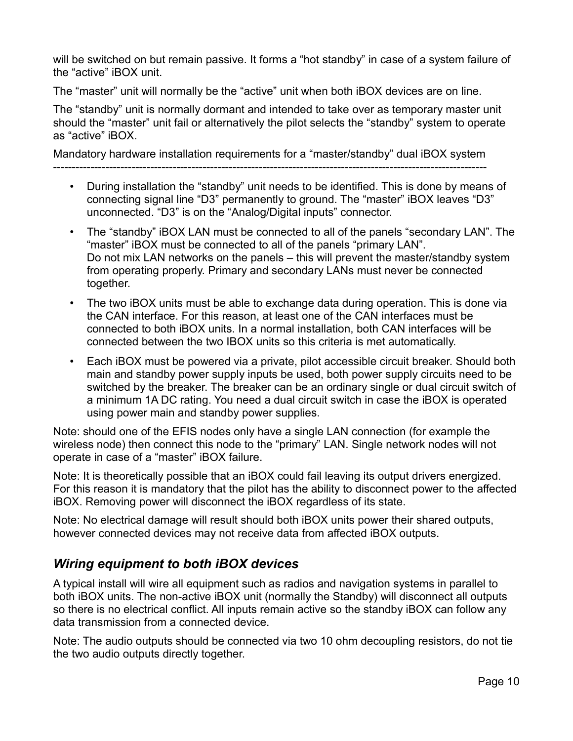will be switched on but remain passive. It forms a “hot standby” in case of a system failure of the “active” iBOX unit.

The “master” unit will normally be the “active” unit when both iBOX devices are on line.

The “standby” unit is normally dormant and intended to take over as temporary master unit should the “master” unit fail or alternatively the pilot selects the “standby” system to operate as “active” iBOX.

Mandatory hardware installation requirements for a “master/standby” dual iBOX system
---------------------------------------------------------------------------------------------------------------------

- During installation the “standby” unit needs to be identified. This is done by means of connecting signal line “D3” permanently to ground. The “master” iBOX leaves “D3” unconnected. “D3” is on the “Analog/Digital inputs” connector.
- The “standby” iBOX LAN must be connected to all of the panels “secondary LAN”. The “master” iBOX must be connected to all of the panels “primary LAN”.
  Do not mix LAN networks on the panels – this will prevent the master/standby system from operating properly. Primary and secondary LANs must never be connected together.
- The two iBOX units must be able to exchange data during operation. This is done via the CAN interface. For this reason, at least one of the CAN interfaces must be connected to both iBOX units. In a normal installation, both CAN interfaces will be connected between the two IBOX units so this criteria is met automatically.
- Each iBOX must be powered via a private, pilot accessible circuit breaker. Should both main and standby power supply inputs be used, both power supply circuits need to be switched by the breaker. The breaker can be an ordinary single or dual circuit switch of a minimum 1A DC rating. You need a dual circuit switch in case the iBOX is operated using power main and standby power supplies.

Note: should one of the EFIS nodes only have a single LAN connection (for example the wireless node) then connect this node to the “primary” LAN. Single network nodes will not operate in case of a “master” iBOX failure.

Note: It is theoretically possible that an iBOX could fail leaving its output drivers energized. For this reason it is mandatory that the pilot has the ability to disconnect power to the affected iBOX. Removing power will disconnect the iBOX regardless of its state.

Note: No electrical damage will result should both iBOX units power their shared outputs, however connected devices may not receive data from affected iBOX outputs.

## *Wiring equipment to both iBOX devices*

A typical install will wire all equipment such as radios and navigation systems in parallel to both iBOX units. The non-active iBOX unit (normally the Standby) will disconnect all outputs so there is no electrical conflict. All inputs remain active so the standby iBOX can follow any data transmission from a connected device.

Note: The audio outputs should be connected via two 10 ohm decoupling resistors, do not tie the two audio outputs directly together.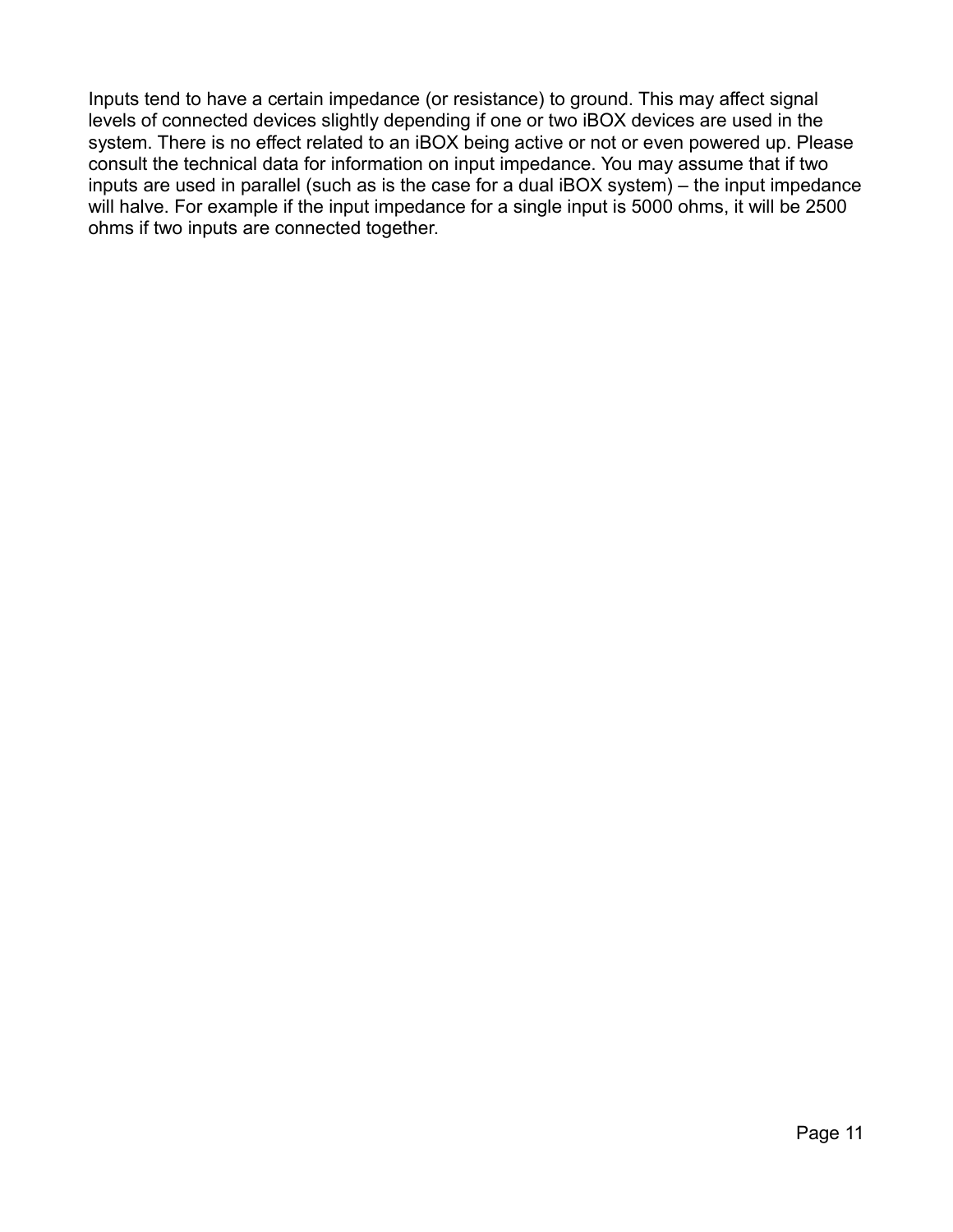Inputs tend to have a certain impedance (or resistance) to ground. This may affect signal levels of connected devices slightly depending if one or two iBOX devices are used in the system. There is no effect related to an iBOX being active or not or even powered up. Please consult the technical data for information on input impedance. You may assume that if two inputs are used in parallel (such as is the case for a dual iBOX system) – the input impedance will halve. For example if the input impedance for a single input is 5000 ohms, it will be 2500 ohms if two inputs are connected together.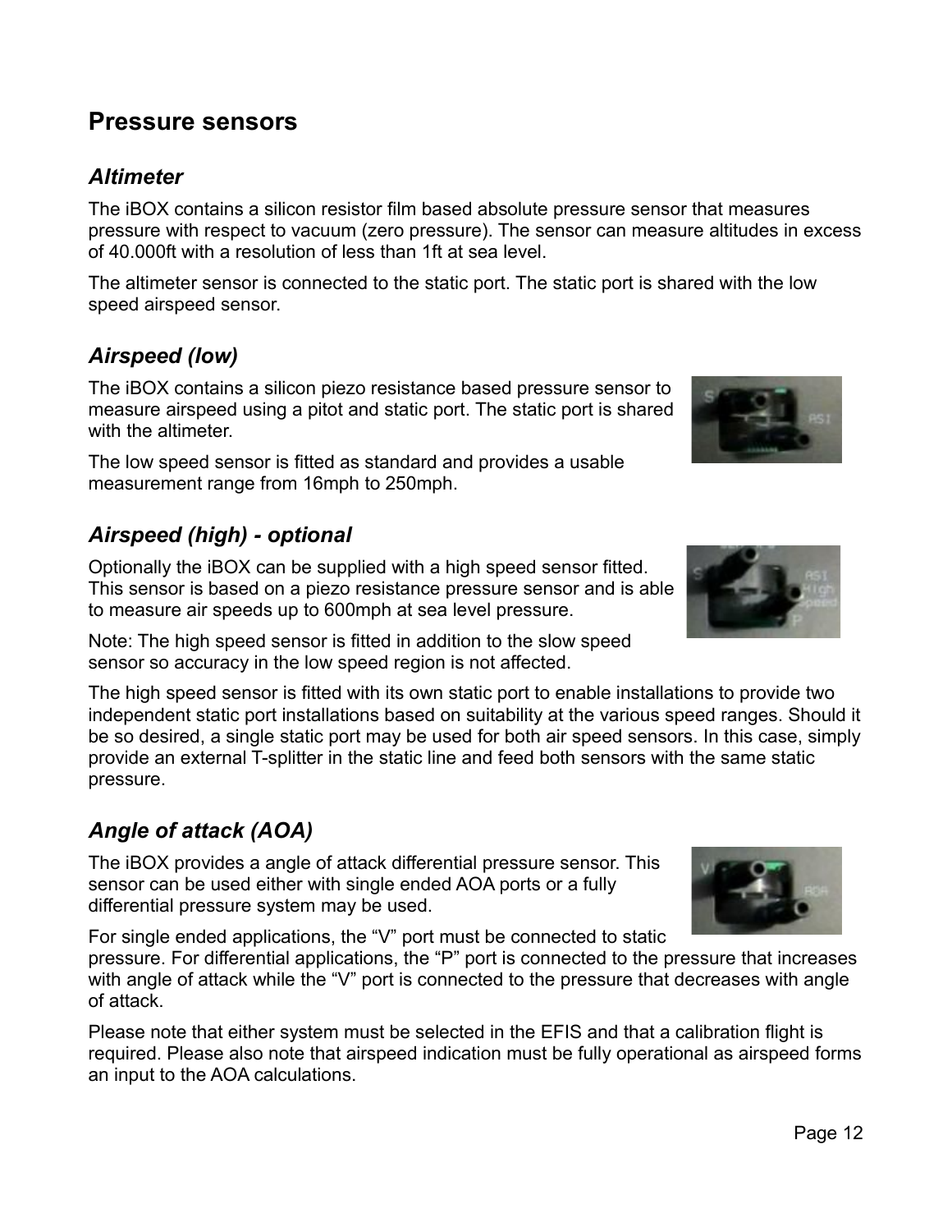## Pressure sensors

### *Altimeter*

The iBOX contains a silicon resistor film based absolute pressure sensor that measures pressure with respect to vacuum (zero pressure). The sensor can measure altitudes in excess of 40.000ft with a resolution of less than 1ft at sea level.

The altimeter sensor is connected to the static port. The static port is shared with the low speed airspeed sensor.

### *Airspeed (low)*

The iBOX contains a silicon piezo resistance based pressure sensor to measure airspeed using a pitot and static port. The static port is shared with the altimeter.

The low speed sensor is fitted as standard and provides a usable measurement range from 16mph to 250mph.

### *Airspeed (high) - optional*

Optionally the iBOX can be supplied with a high speed sensor fitted. This sensor is based on a piezo resistance pressure sensor and is able to measure air speeds up to 600mph at sea level pressure.

Note: The high speed sensor is fitted in addition to the slow speed sensor so accuracy in the low speed region is not affected.

The high speed sensor is fitted with its own static port to enable installations to provide two independent static port installations based on suitability at the various speed ranges. Should it be so desired, a single static port may be used for both air speed sensors. In this case, simply provide an external T-splitter in the static line and feed both sensors with the same static pressure.

### *Angle of attack (AOA)*

The iBOX provides a angle of attack differential pressure sensor. This sensor can be used either with single ended AOA ports or a fully differential pressure system may be used.

For single ended applications, the “V” port must be connected to static pressure. For differential applications, the “P” port is connected to the pressure that increases with angle of attack while the “V” port is connected to the pressure that decreases with angle of attack.

Please note that either system must be selected in the EFIS and that a calibration flight is required. Please also note that airspeed indication must be fully operational as airspeed forms an input to the AOA calculations.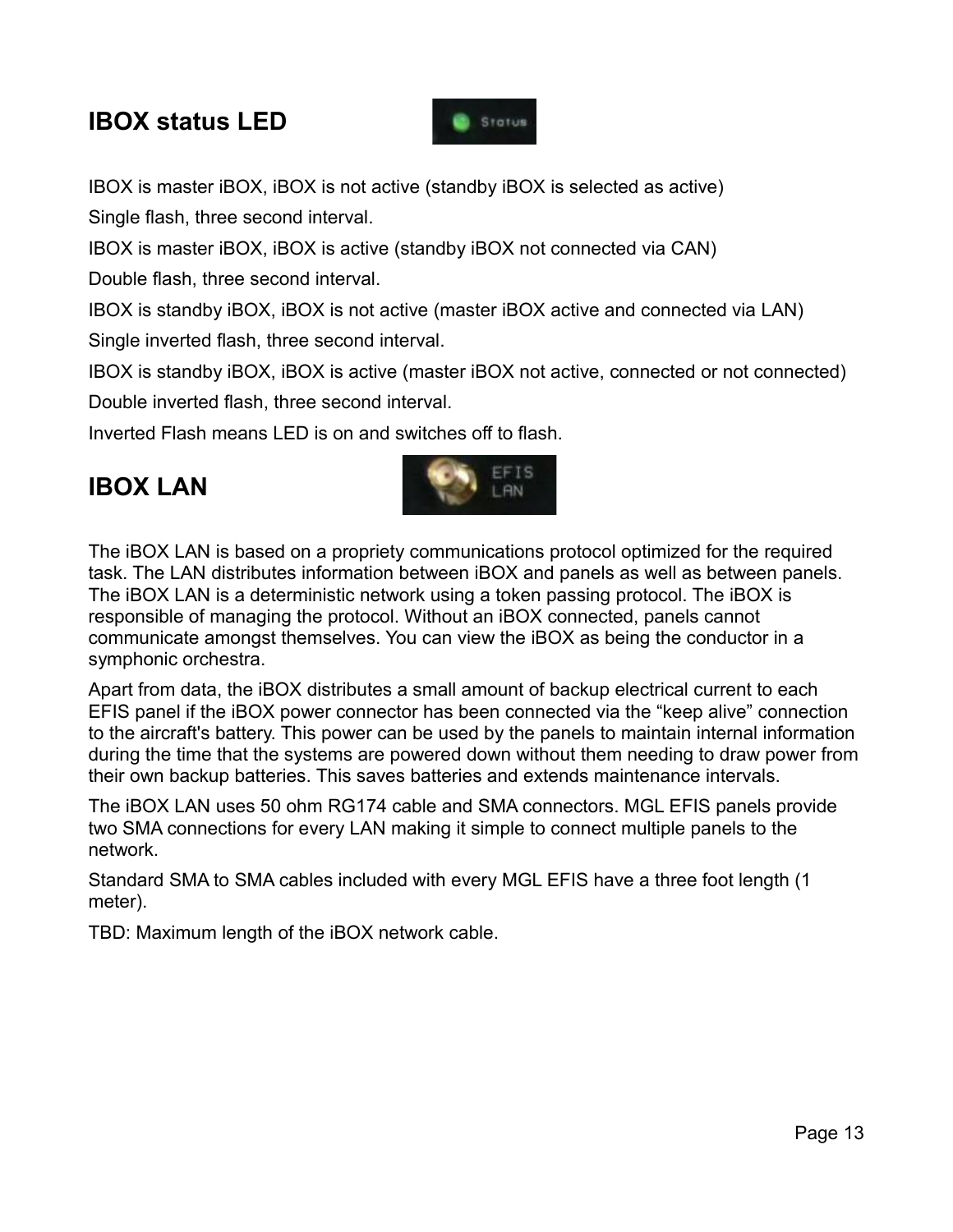## IBOX status LED

IBOX is master iBOX, iBOX is not active (standby iBOX is selected as active)

Single flash, three second interval.

IBOX is master iBOX, iBOX is active (standby iBOX not connected via CAN)

Double flash, three second interval.

IBOX is standby iBOX, iBOX is not active (master iBOX active and connected via LAN)

Single inverted flash, three second interval.

IBOX is standby iBOX, iBOX is active (master iBOX not active, connected or not connected)

Double inverted flash, three second interval.

Inverted Flash means LED is on and switches off to flash.

## IBOX LAN

The iBOX LAN is based on a propriety communications protocol optimized for the required task. The LAN distributes information between iBOX and panels as well as between panels. The iBOX LAN is a deterministic network using a token passing protocol. The iBOX is responsible of managing the protocol. Without an iBOX connected, panels cannot communicate amongst themselves. You can view the iBOX as being the conductor in a symphonic orchestra.

Apart from data, the iBOX distributes a small amount of backup electrical current to each EFIS panel if the iBOX power connector has been connected via the "keep alive" connection to the aircraft's battery. This power can be used by the panels to maintain internal information during the time that the systems are powered down without them needing to draw power from their own backup batteries. This saves batteries and extends maintenance intervals.

The iBOX LAN uses 50 ohm RG174 cable and SMA connectors. MGL EFIS panels provide two SMA connections for every LAN making it simple to connect multiple panels to the network.

Standard SMA to SMA cables included with every MGL EFIS have a three foot length (1 meter).

TBD: Maximum length of the iBOX network cable.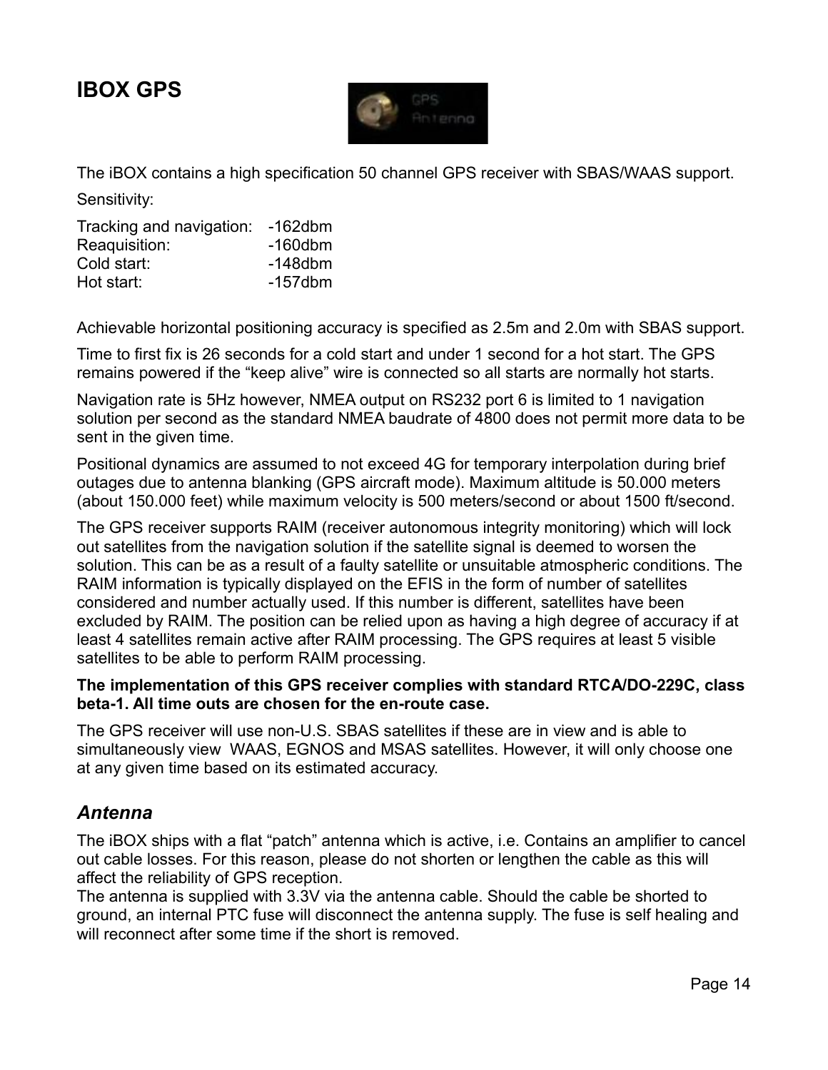# IBOX GPS

The iBOX contains a high specification 50 channel GPS receiver with SBAS/WAAS support.

Sensitivity:

| | |
|---|---|
| Tracking and navigation: | -162dbm |
| Reaquisition: | -160dbm |
| Cold start: | -148dbm |
| Hot start: | -157dbm |

Achievable horizontal positioning accuracy is specified as 2.5m and 2.0m with SBAS support.

Time to first fix is 26 seconds for a cold start and under 1 second for a hot start. The GPS remains powered if the "keep alive" wire is connected so all starts are normally hot starts.

Navigation rate is 5Hz however, NMEA output on RS232 port 6 is limited to 1 navigation solution per second as the standard NMEA baudrate of 4800 does not permit more data to be sent in the given time.

Positional dynamics are assumed to not exceed 4G for temporary interpolation during brief outages due to antenna blanking (GPS aircraft mode). Maximum altitude is 50.000 meters (about 150.000 feet) while maximum velocity is 500 meters/second or about 1500 ft/second.

The GPS receiver supports RAIM (receiver autonomous integrity monitoring) which will lock out satellites from the navigation solution if the satellite signal is deemed to worsen the solution. This can be as a result of a faulty satellite or unsuitable atmospheric conditions. The RAIM information is typically displayed on the EFIS in the form of number of satellites considered and number actually used. If this number is different, satellites have been excluded by RAIM. The position can be relied upon as having a high degree of accuracy if at least 4 satellites remain active after RAIM processing. The GPS requires at least 5 visible satellites to be able to perform RAIM processing.

**The implementation of this GPS receiver complies with standard RTCA/DO-229C, class beta-1. All time outs are chosen for the en-route case.**

The GPS receiver will use non-U.S. SBAS satellites if these are in view and is able to simultaneously view WAAS, EGNOS and MSAS satellites. However, it will only choose one at any given time based on its estimated accuracy.

## *Antenna*

The iBOX ships with a flat "patch" antenna which is active, i.e. Contains an amplifier to cancel out cable losses. For this reason, please do not shorten or lengthen the cable as this will affect the reliability of GPS reception.
The antenna is supplied with 3.3V via the antenna cable. Should the cable be shorted to ground, an internal PTC fuse will disconnect the antenna supply. The fuse is self healing and will reconnect after some time if the short is removed.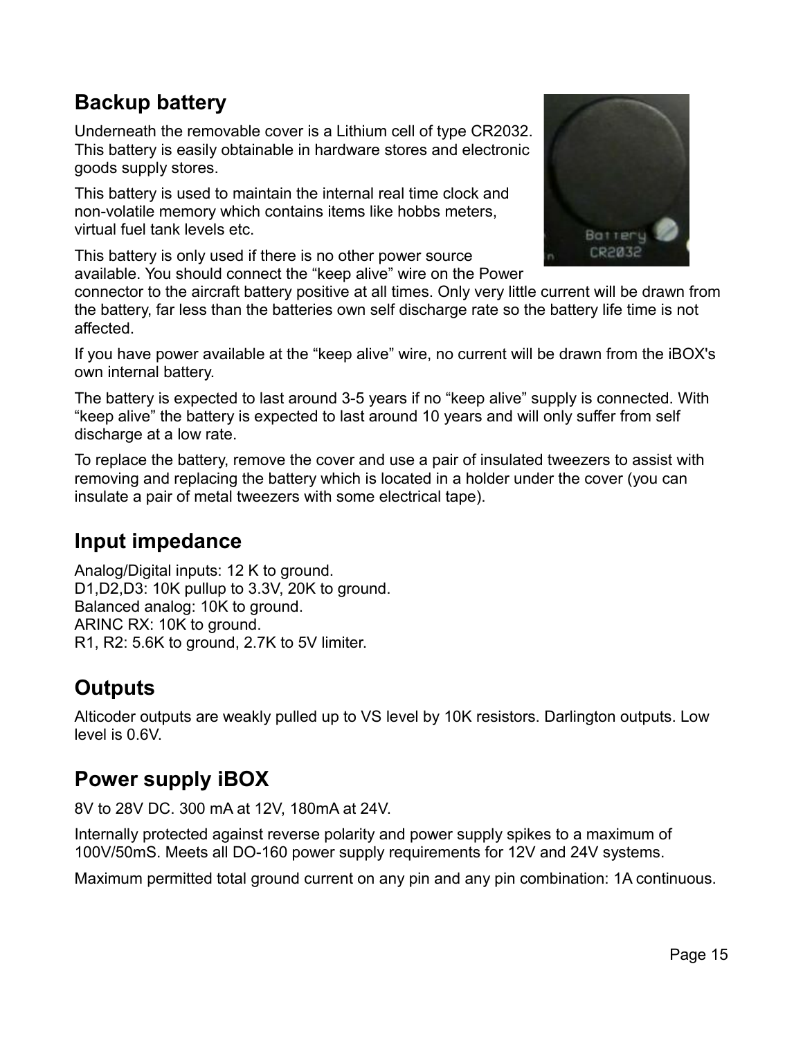## Backup battery

Underneath the removable cover is a Lithium cell of type CR2032. This battery is easily obtainable in hardware stores and electronic goods supply stores.

This battery is used to maintain the internal real time clock and non-volatile memory which contains items like hobbs meters, virtual fuel tank levels etc.

This battery is only used if there is no other power source available. You should connect the “keep alive” wire on the Power connector to the aircraft battery positive at all times. Only very little current will be drawn from the battery, far less than the batteries own self discharge rate so the battery life time is not affected.

If you have power available at the “keep alive” wire, no current will be drawn from the iBOX's own internal battery.

The battery is expected to last around 3-5 years if no “keep alive” supply is connected. With “keep alive” the battery is expected to last around 10 years and will only suffer from self discharge at a low rate.

To replace the battery, remove the cover and use a pair of insulated tweezers to assist with removing and replacing the battery which is located in a holder under the cover (you can insulate a pair of metal tweezers with some electrical tape).

## Input impedance

Analog/Digital inputs: 12 K to ground.
D1,D2,D3: 10K pullup to 3.3V, 20K to ground.
Balanced analog: 10K to ground.
ARINC RX: 10K to ground.
R1, R2: 5.6K to ground, 2.7K to 5V limiter.

## Outputs

Alticoder outputs are weakly pulled up to VS level by 10K resistors. Darlington outputs. Low level is 0.6V.

## Power supply iBOX

8V to 28V DC. 300 mA at 12V, 180mA at 24V.

Internally protected against reverse polarity and power supply spikes to a maximum of 100V/50mS. Meets all DO-160 power supply requirements for 12V and 24V systems.

Maximum permitted total ground current on any pin and any pin combination: 1A continuous.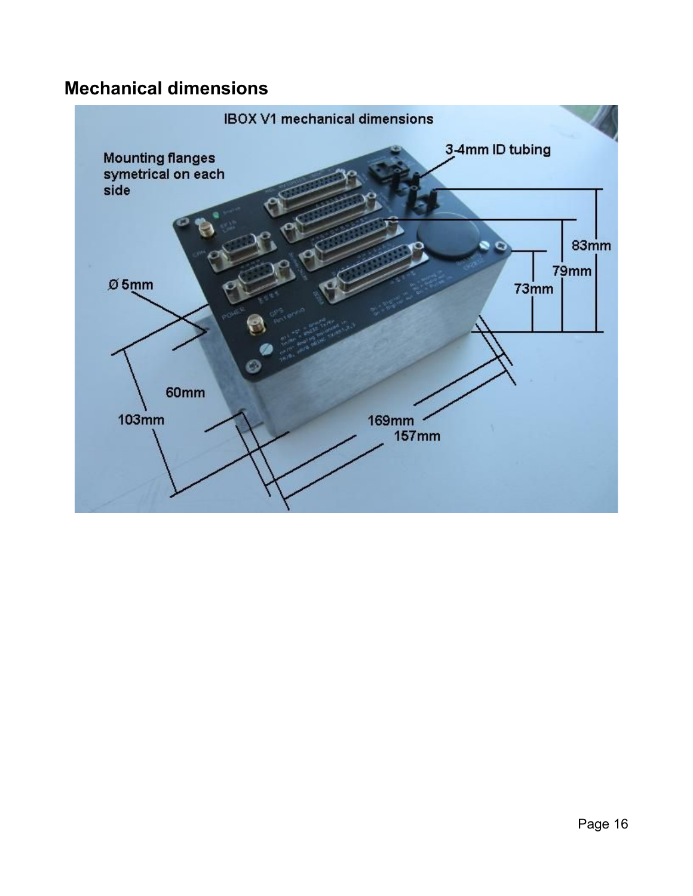## Mechanical dimensions

IBOX V1 mechanical dimensions

Mounting flanges symetrical on each side

3-4mm ID tubing

Ø 5mm

83mm

79mm

73mm

60mm

103mm

169mm

157mm